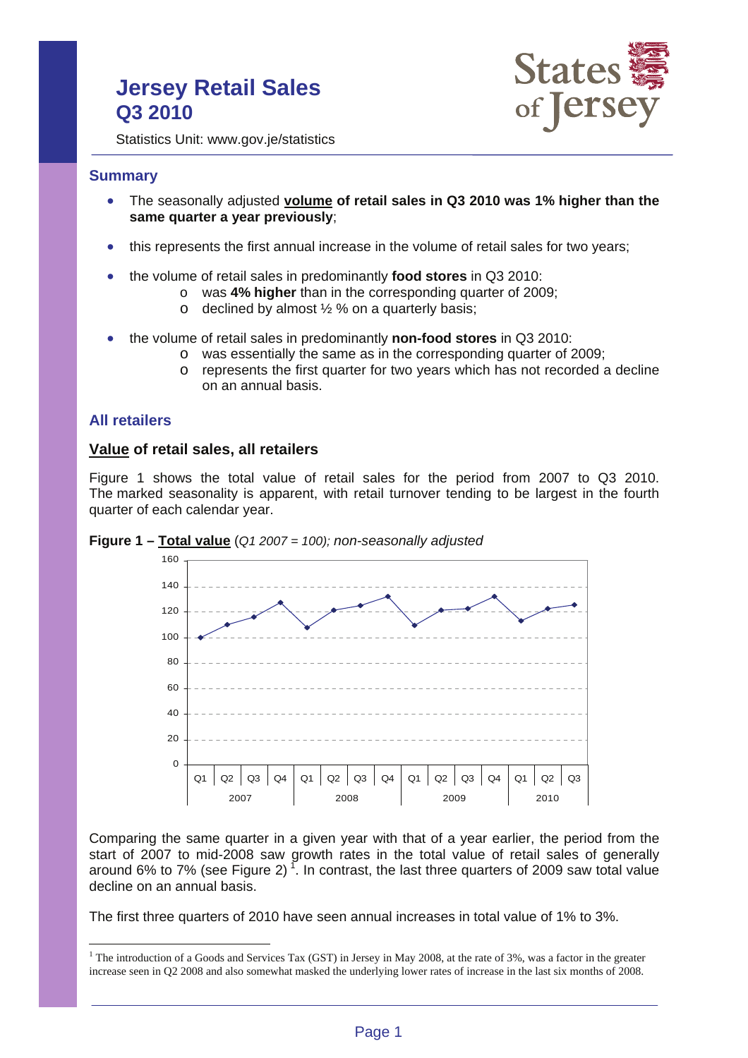# Jersey Retail Sales Q3 2010

Statistics Unit: www.gov.je/statistics

## Summary

- The seasonally adjusted **volume of retail sales in Q3 2010 was 1% higher than the same quarter a year previously**;
- this represents the first annual increase in the volume of retail sales for two years;
- the volume of retail sales in predominantly **food stores** in Q3 2010:
  - was **4% higher** than in the corresponding quarter of 2009;
  - declined by almost ½ % on a quarterly basis;
- the volume of retail sales in predominantly **non-food stores** in Q3 2010:
  - was essentially the same as in the corresponding quarter of 2009;
  - represents the first quarter for two years which has not recorded a decline on an annual basis.

## All retailers

### Value of retail sales, all retailers

Figure 1 shows the total value of retail sales for the period from 2007 to Q3 2010. The marked seasonality is apparent, with retail turnover tending to be largest in the fourth quarter of each calendar year.

**Figure 1 – Total value** (*Q1 2007 = 100); non-seasonally adjusted*

Comparing the same quarter in a given year with that of a year earlier, the period from the start of 2007 to mid-2008 saw growth rates in the total value of retail sales of generally around 6% to 7% (see Figure 2) [1]. In contrast, the last three quarters of 2009 saw total value decline on an annual basis.

The first three quarters of 2010 have seen annual increases in total value of 1% to 3%.

[1] The introduction of a Goods and Services Tax (GST) in Jersey in May 2008, at the rate of 3%, was a factor in the greater increase seen in Q2 2008 and also somewhat masked the underlying lower rates of increase in the last six months of 2008.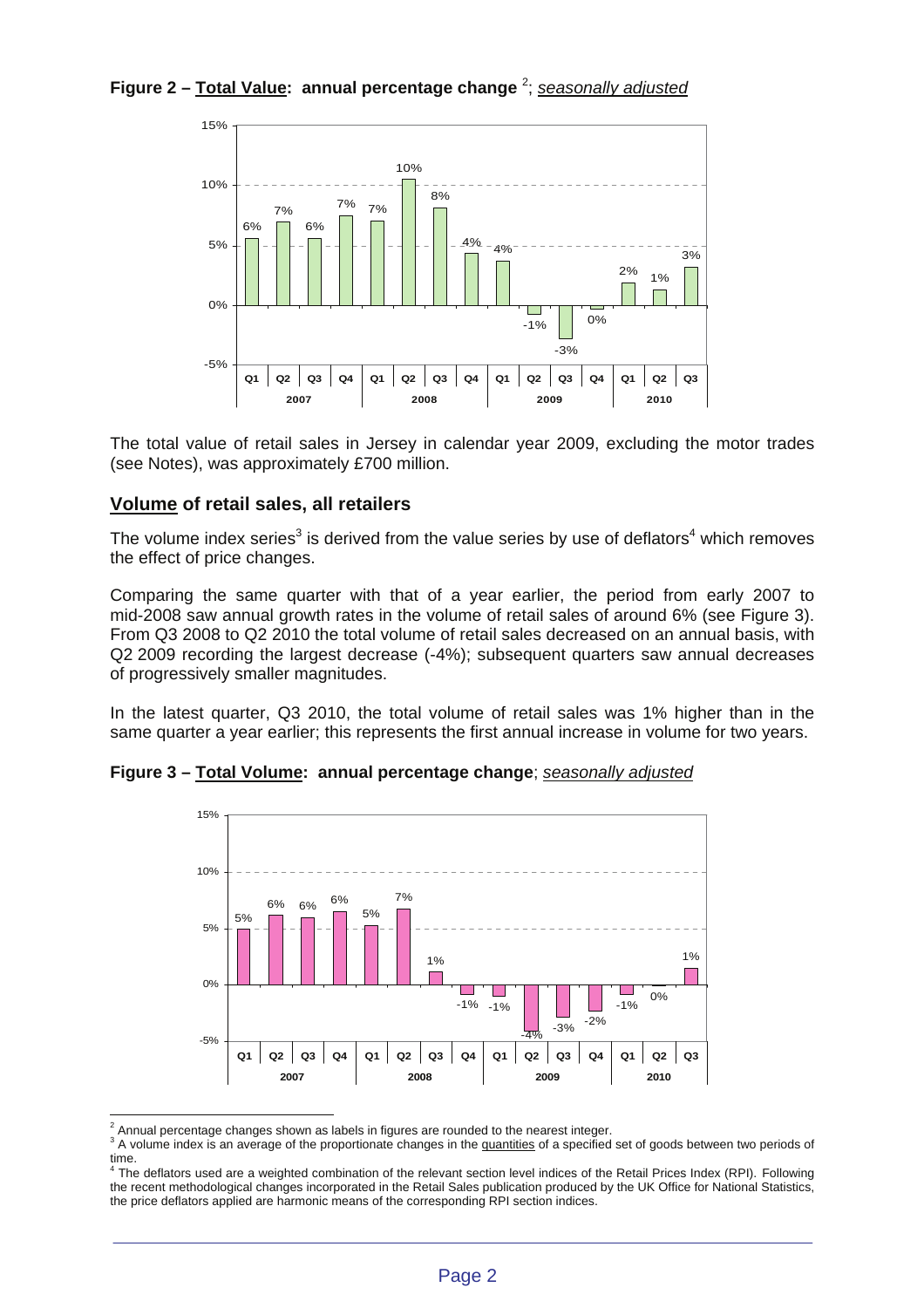**Figure 2 – Total Value: annual percentage change** [2]; *seasonally adjusted*

The total value of retail sales in Jersey in calendar year 2009, excluding the motor trades (see Notes), was approximately £700 million.

## Volume of retail sales, all retailers

The volume index series[3] is derived from the value series by use of deflators[4] which removes the effect of price changes.

Comparing the same quarter with that of a year earlier, the period from early 2007 to mid-2008 saw annual growth rates in the volume of retail sales of around 6% (see Figure 3). From Q3 2008 to Q2 2010 the total volume of retail sales decreased on an annual basis, with Q2 2009 recording the largest decrease (-4%); subsequent quarters saw annual decreases of progressively smaller magnitudes.

In the latest quarter, Q3 2010, the total volume of retail sales was 1% higher than in the same quarter a year earlier; this represents the first annual increase in volume for two years.

**Figure 3 – Total Volume: annual percentage change**; *seasonally adjusted*

---

[2] Annual percentage changes shown as labels in figures are rounded to the nearest integer.

[3] A volume index is an average of the proportionate changes in the quantities of a specified set of goods between two periods of time.

[4] The deflators used are a weighted combination of the relevant section level indices of the Retail Prices Index (RPI). Following the recent methodological changes incorporated in the Retail Sales publication produced by the UK Office for National Statistics, the price deflators applied are harmonic means of the corresponding RPI section indices.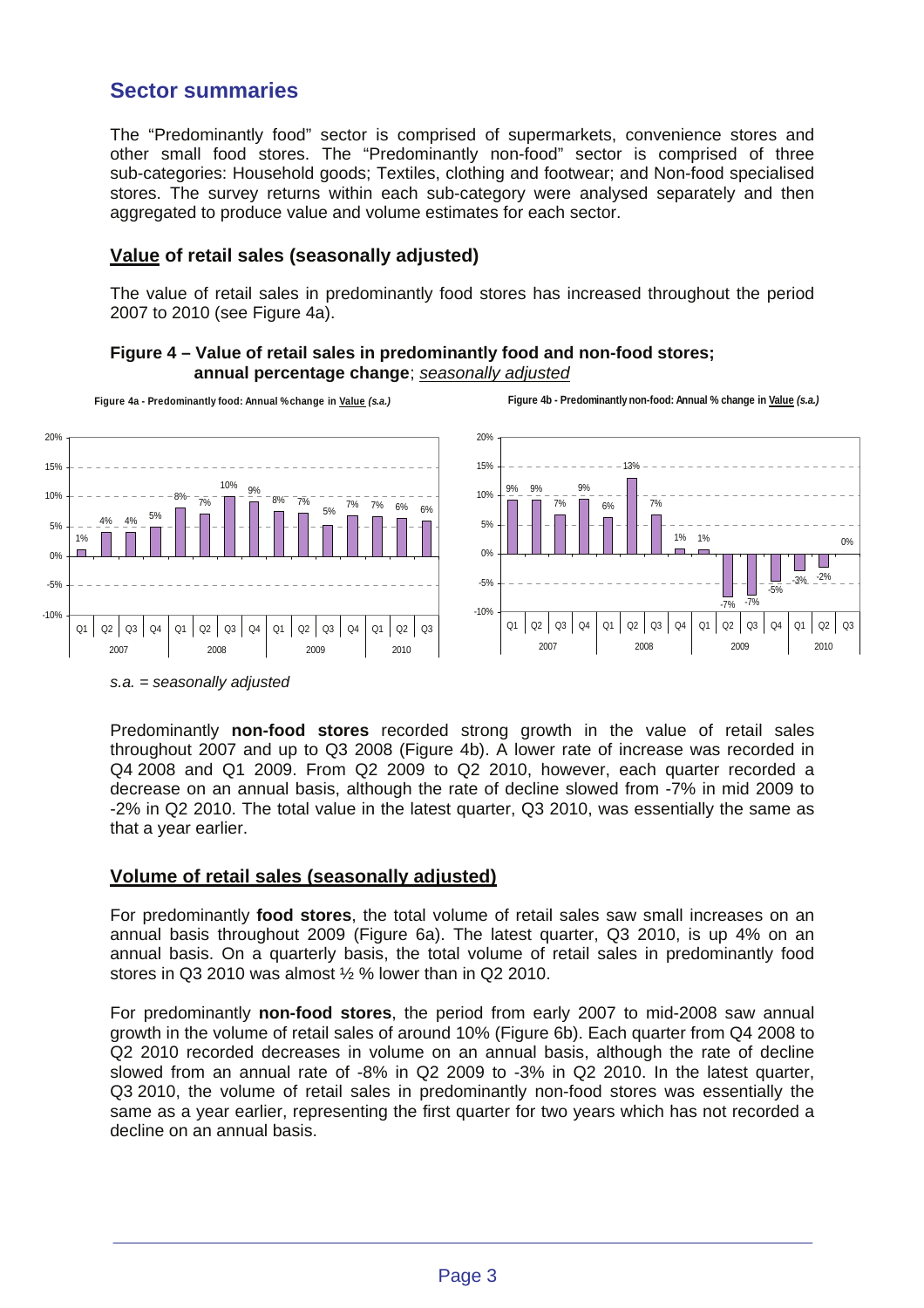## Sector summaries

The "Predominantly food" sector is comprised of supermarkets, convenience stores and other small food stores. The "Predominantly non-food" sector is comprised of three sub-categories: Household goods; Textiles, clothing and footwear; and Non-food specialised stores. The survey returns within each sub-category were analysed separately and then aggregated to produce value and volume estimates for each sector.

### Value of retail sales (seasonally adjusted)

The value of retail sales in predominantly food stores has increased throughout the period 2007 to 2010 (see Figure 4a).

**Figure 4 – Value of retail sales in predominantly food and non-food stores; annual percentage change**; *seasonally adjusted*

**Figure 4a - Predominantly food: Annual % change in Value *(s.a.)***

| Year | Quarter | Annual % change |
|---|---|---|
| 2007 | Q1 | 1% |
| | Q2 | 4% |
| | Q3 | 4% |
| | Q4 | 5% |
| 2008 | Q1 | 8% |
| | Q2 | 7% |
| | Q3 | 10% |
| | Q4 | 9% |
| 2009 | Q1 | 8% |
| | Q2 | 7% |
| | Q3 | 5% |
| | Q4 | 7% |
| 2010 | Q1 | 7% |
| | Q2 | 6% |
| | Q3 | 6% |

**Figure 4b - Predominantly non-food: Annual % change in Value *(s.a.)***

| Year | Quarter | Annual % change |
|---|---|---|
| 2007 | Q1 | 9% |
| | Q2 | 9% |
| | Q3 | 7% |
| | Q4 | 9% |
| 2008 | Q1 | 6% |
| | Q2 | 13% |
| | Q3 | 7% |
| | Q4 | 1% |
| 2009 | Q1 | 1% |
| | Q2 | -7% |
| | Q3 | -7% |
| | Q4 | -5% |
| 2010 | Q1 | -3% |
| | Q2 | -2% |
| | Q3 | 0% |

*s.a. = seasonally adjusted*

Predominantly **non-food stores** recorded strong growth in the value of retail sales throughout 2007 and up to Q3 2008 (Figure 4b). A lower rate of increase was recorded in Q4 2008 and Q1 2009. From Q2 2009 to Q2 2010, however, each quarter recorded a decrease on an annual basis, although the rate of decline slowed from -7% in mid 2009 to -2% in Q2 2010. The total value in the latest quarter, Q3 2010, was essentially the same as that a year earlier.

### Volume of retail sales (seasonally adjusted)

For predominantly **food stores**, the total volume of retail sales saw small increases on an annual basis throughout 2009 (Figure 6a). The latest quarter, Q3 2010, is up 4% on an annual basis. On a quarterly basis, the total volume of retail sales in predominantly food stores in Q3 2010 was almost ½ % lower than in Q2 2010.

For predominantly **non-food stores**, the period from early 2007 to mid-2008 saw annual growth in the volume of retail sales of around 10% (Figure 6b). Each quarter from Q4 2008 to Q2 2010 recorded decreases in volume on an annual basis, although the rate of decline slowed from an annual rate of -8% in Q2 2009 to -3% in Q2 2010. In the latest quarter, Q3 2010, the volume of retail sales in predominantly non-food stores was essentially the same as a year earlier, representing the first quarter for two years which has not recorded a decline on an annual basis.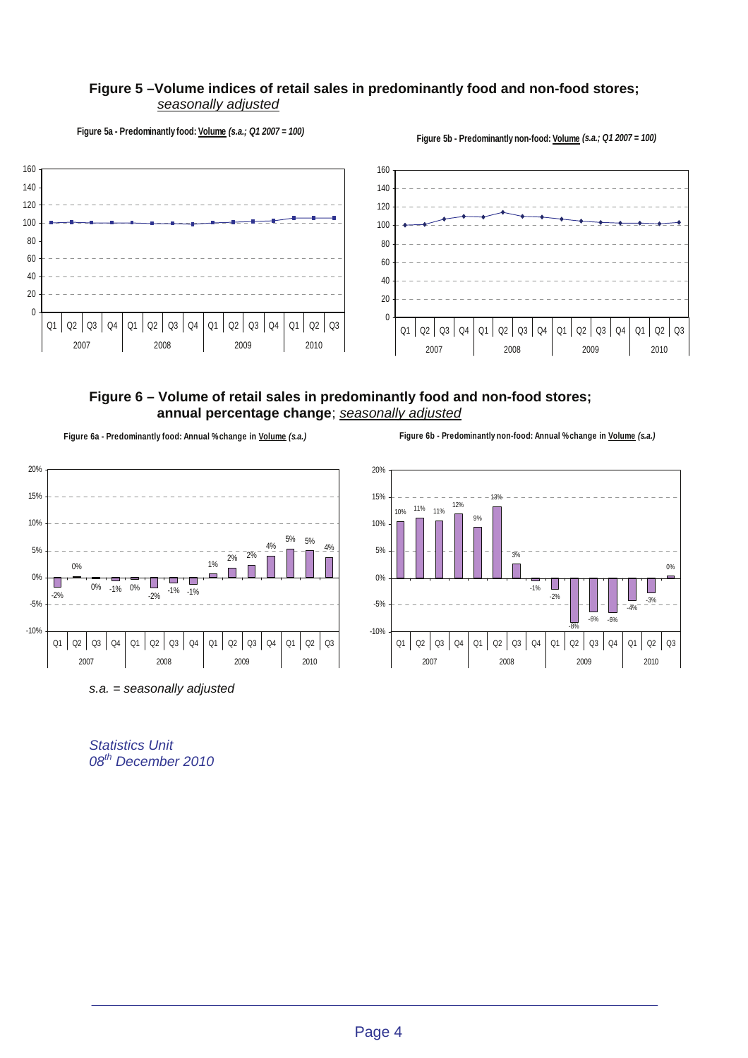## Figure 5 – Volume indices of retail sales in predominantly food and non-food stores; *seasonally adjusted*

**Figure 5a - Predominantly food: Volume *(s.a.; Q1 2007 = 100)***

**Figure 5b - Predominantly non-food: Volume *(s.a.; Q1 2007 = 100)***

## Figure 6 – Volume of retail sales in predominantly food and non-food stores; annual percentage change; *seasonally adjusted*

**Figure 6a - Predominantly food: Annual % change in Volume *(s.a.)***

| | 2007 Q1 | 2007 Q2 | 2007 Q3 | 2007 Q4 | 2008 Q1 | 2008 Q2 | 2008 Q3 | 2008 Q4 | 2009 Q1 | 2009 Q2 | 2009 Q3 | 2009 Q4 | 2010 Q1 | 2010 Q2 | 2010 Q3 |
|---|---|---|---|---|---|---|---|---|---|---|---|---|---|---|---|
| Annual % change | -2% | 0% | 0% | -1% | 0% | -2% | -1% | -1% | 1% | 2% | 2% | 4% | 5% | 5% | 4% |

**Figure 6b - Predominantly non-food: Annual % change in Volume *(s.a.)***

| | 2007 Q1 | 2007 Q2 | 2007 Q3 | 2007 Q4 | 2008 Q1 | 2008 Q2 | 2008 Q3 | 2008 Q4 | 2009 Q1 | 2009 Q2 | 2009 Q3 | 2009 Q4 | 2010 Q1 | 2010 Q2 | 2010 Q3 |
|---|---|---|---|---|---|---|---|---|---|---|---|---|---|---|---|
| Annual % change | 10% | 11% | 11% | 12% | 9% | 13% | 3% | -1% | -2% | -8% | -6% | -6% | -4% | -3% | 0% |

*s.a. = seasonally adjusted*

*Statistics Unit*
*08th December 2010*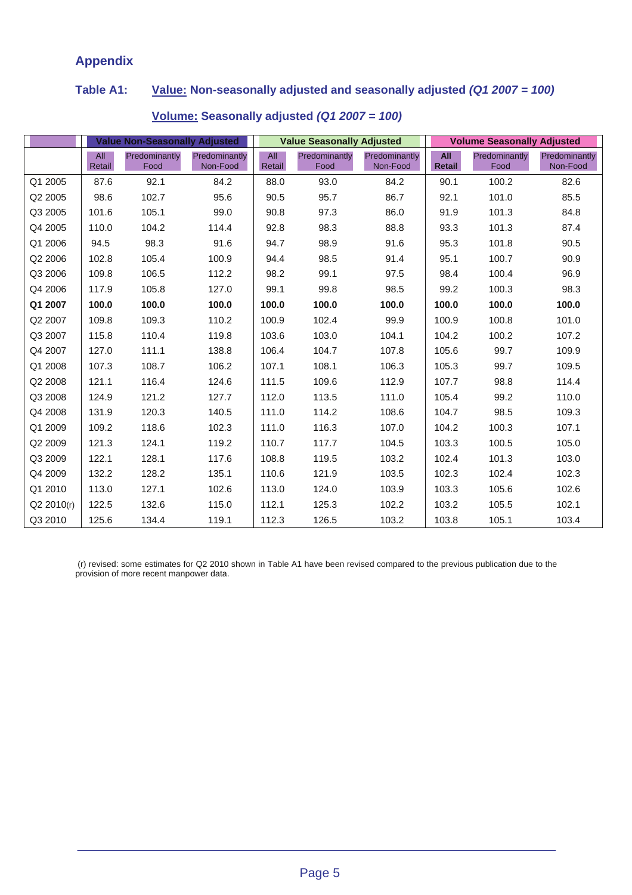## Appendix

### Table A1: Value: Non-seasonally adjusted and seasonally adjusted *(Q1 2007 = 100)*

### Volume: Seasonally adjusted *(Q1 2007 = 100)*

| | Value Non-Seasonally Adjusted | | | Value Seasonally Adjusted | | | Volume Seasonally Adjusted | | |
|---|---|---|---|---|---|---|---|---|---|
| | All Retail | Predominantly Food | Predominantly Non-Food | All Retail | Predominantly Food | Predominantly Non-Food | **All Retail** | Predominantly Food | Predominantly Non-Food |
| Q1 2005 | 87.6 | 92.1 | 84.2 | 88.0 | 93.0 | 84.2 | 90.1 | 100.2 | 82.6 |
| Q2 2005 | 98.6 | 102.7 | 95.6 | 90.5 | 95.7 | 86.7 | 92.1 | 101.0 | 85.5 |
| Q3 2005 | 101.6 | 105.1 | 99.0 | 90.8 | 97.3 | 86.0 | 91.9 | 101.3 | 84.8 |
| Q4 2005 | 110.0 | 104.2 | 114.4 | 92.8 | 98.3 | 88.8 | 93.3 | 101.3 | 87.4 |
| Q1 2006 | 94.5 | 98.3 | 91.6 | 94.7 | 98.9 | 91.6 | 95.3 | 101.8 | 90.5 |
| Q2 2006 | 102.8 | 105.4 | 100.9 | 94.4 | 98.5 | 91.4 | 95.1 | 100.7 | 90.9 |
| Q3 2006 | 109.8 | 106.5 | 112.2 | 98.2 | 99.1 | 97.5 | 98.4 | 100.4 | 96.9 |
| Q4 2006 | 117.9 | 105.8 | 127.0 | 99.1 | 99.8 | 98.5 | 99.2 | 100.3 | 98.3 |
| **Q1 2007** | **100.0** | **100.0** | **100.0** | **100.0** | **100.0** | **100.0** | **100.0** | **100.0** | **100.0** |
| Q2 2007 | 109.8 | 109.3 | 110.2 | 100.9 | 102.4 | 99.9 | 100.9 | 100.8 | 101.0 |
| Q3 2007 | 115.8 | 110.4 | 119.8 | 103.6 | 103.0 | 104.1 | 104.2 | 100.2 | 107.2 |
| Q4 2007 | 127.0 | 111.1 | 138.8 | 106.4 | 104.7 | 107.8 | 105.6 | 99.7 | 109.9 |
| Q1 2008 | 107.3 | 108.7 | 106.2 | 107.1 | 108.1 | 106.3 | 105.3 | 99.7 | 109.5 |
| Q2 2008 | 121.1 | 116.4 | 124.6 | 111.5 | 109.6 | 112.9 | 107.7 | 98.8 | 114.4 |
| Q3 2008 | 124.9 | 121.2 | 127.7 | 112.0 | 113.5 | 111.0 | 105.4 | 99.2 | 110.0 |
| Q4 2008 | 131.9 | 120.3 | 140.5 | 111.0 | 114.2 | 108.6 | 104.7 | 98.5 | 109.3 |
| Q1 2009 | 109.2 | 118.6 | 102.3 | 111.0 | 116.3 | 107.0 | 104.2 | 100.3 | 107.1 |
| Q2 2009 | 121.3 | 124.1 | 119.2 | 110.7 | 117.7 | 104.5 | 103.3 | 100.5 | 105.0 |
| Q3 2009 | 122.1 | 128.1 | 117.6 | 108.8 | 119.5 | 103.2 | 102.4 | 101.3 | 103.0 |
| Q4 2009 | 132.2 | 128.2 | 135.1 | 110.6 | 121.9 | 103.5 | 102.3 | 102.4 | 102.3 |
| Q1 2010 | 113.0 | 127.1 | 102.6 | 113.0 | 124.0 | 103.9 | 103.3 | 105.6 | 102.6 |
| Q2 2010(r) | 122.5 | 132.6 | 115.0 | 112.1 | 125.3 | 102.2 | 103.2 | 105.5 | 102.1 |
| Q3 2010 | 125.6 | 134.4 | 119.1 | 112.3 | 126.5 | 103.2 | 103.8 | 105.1 | 103.4 |

(r) revised: some estimates for Q2 2010 shown in Table A1 have been revised compared to the previous publication due to the provision of more recent manpower data.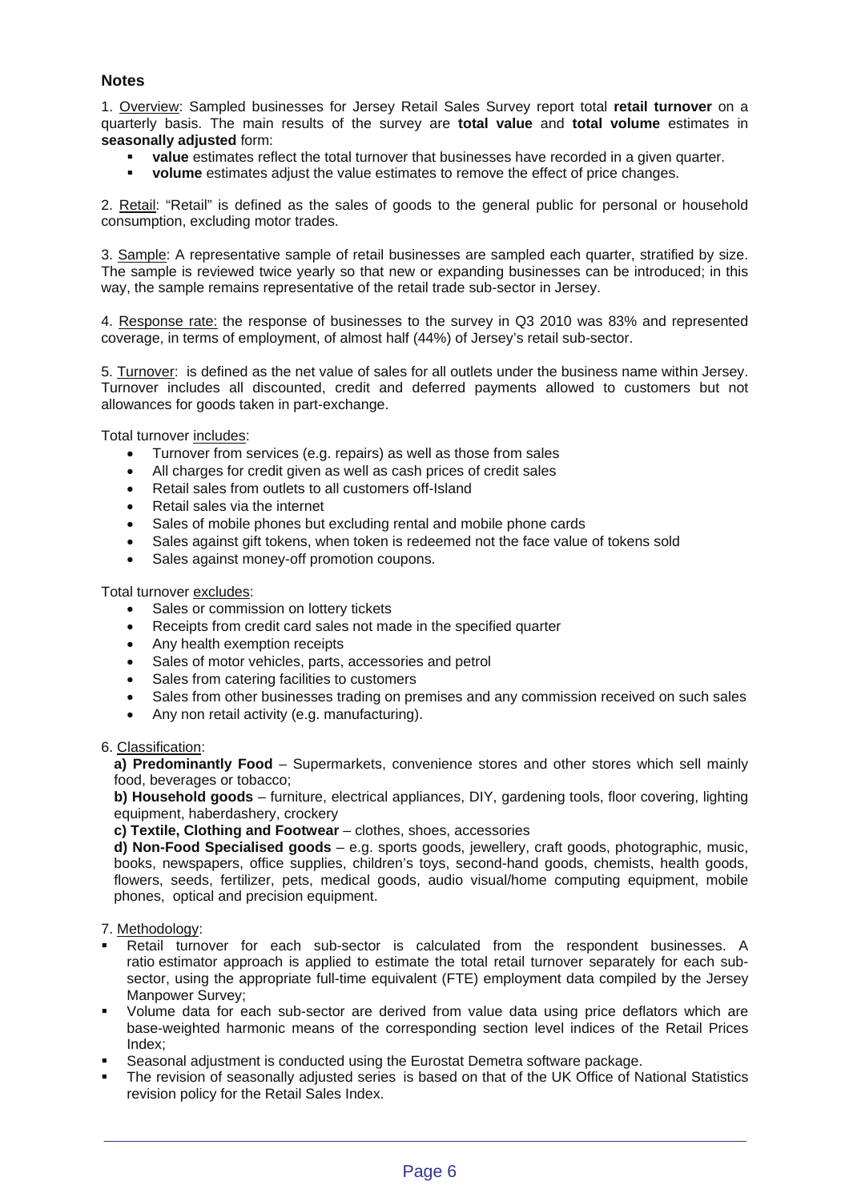## Notes

1. Overview: Sampled businesses for Jersey Retail Sales Survey report total **retail turnover** on a quarterly basis. The main results of the survey are **total value** and **total volume** estimates in **seasonally adjusted** form:

- **value** estimates reflect the total turnover that businesses have recorded in a given quarter.
- **volume** estimates adjust the value estimates to remove the effect of price changes.

2. Retail: "Retail" is defined as the sales of goods to the general public for personal or household consumption, excluding motor trades.

3. Sample: A representative sample of retail businesses are sampled each quarter, stratified by size. The sample is reviewed twice yearly so that new or expanding businesses can be introduced; in this way, the sample remains representative of the retail trade sub-sector in Jersey.

4. Response rate: the response of businesses to the survey in Q3 2010 was 83% and represented coverage, in terms of employment, of almost half (44%) of Jersey's retail sub-sector.

5. Turnover: is defined as the net value of sales for all outlets under the business name within Jersey. Turnover includes all discounted, credit and deferred payments allowed to customers but not allowances for goods taken in part-exchange.

Total turnover includes:

- Turnover from services (e.g. repairs) as well as those from sales
- All charges for credit given as well as cash prices of credit sales
- Retail sales from outlets to all customers off-Island
- Retail sales via the internet
- Sales of mobile phones but excluding rental and mobile phone cards
- Sales against gift tokens, when token is redeemed not the face value of tokens sold
- Sales against money-off promotion coupons.

Total turnover excludes:

- Sales or commission on lottery tickets
- Receipts from credit card sales not made in the specified quarter
- Any health exemption receipts
- Sales of motor vehicles, parts, accessories and petrol
- Sales from catering facilities to customers
- Sales from other businesses trading on premises and any commission received on such sales
- Any non retail activity (e.g. manufacturing).

6. Classification:

**a) Predominantly Food** – Supermarkets, convenience stores and other stores which sell mainly food, beverages or tobacco;

**b) Household goods** – furniture, electrical appliances, DIY, gardening tools, floor covering, lighting equipment, haberdashery, crockery

**c) Textile, Clothing and Footwear** – clothes, shoes, accessories

**d) Non-Food Specialised goods** – e.g. sports goods, jewellery, craft goods, photographic, music, books, newspapers, office supplies, children's toys, second-hand goods, chemists, health goods, flowers, seeds, fertilizer, pets, medical goods, audio visual/home computing equipment, mobile phones, optical and precision equipment.

7. Methodology:

- Retail turnover for each sub-sector is calculated from the respondent businesses. A ratio estimator approach is applied to estimate the total retail turnover separately for each sub-sector, using the appropriate full-time equivalent (FTE) employment data compiled by the Jersey Manpower Survey;
- Volume data for each sub-sector are derived from value data using price deflators which are base-weighted harmonic means of the corresponding section level indices of the Retail Prices Index;
- Seasonal adjustment is conducted using the Eurostat Demetra software package.
- The revision of seasonally adjusted series is based on that of the UK Office of National Statistics revision policy for the Retail Sales Index.